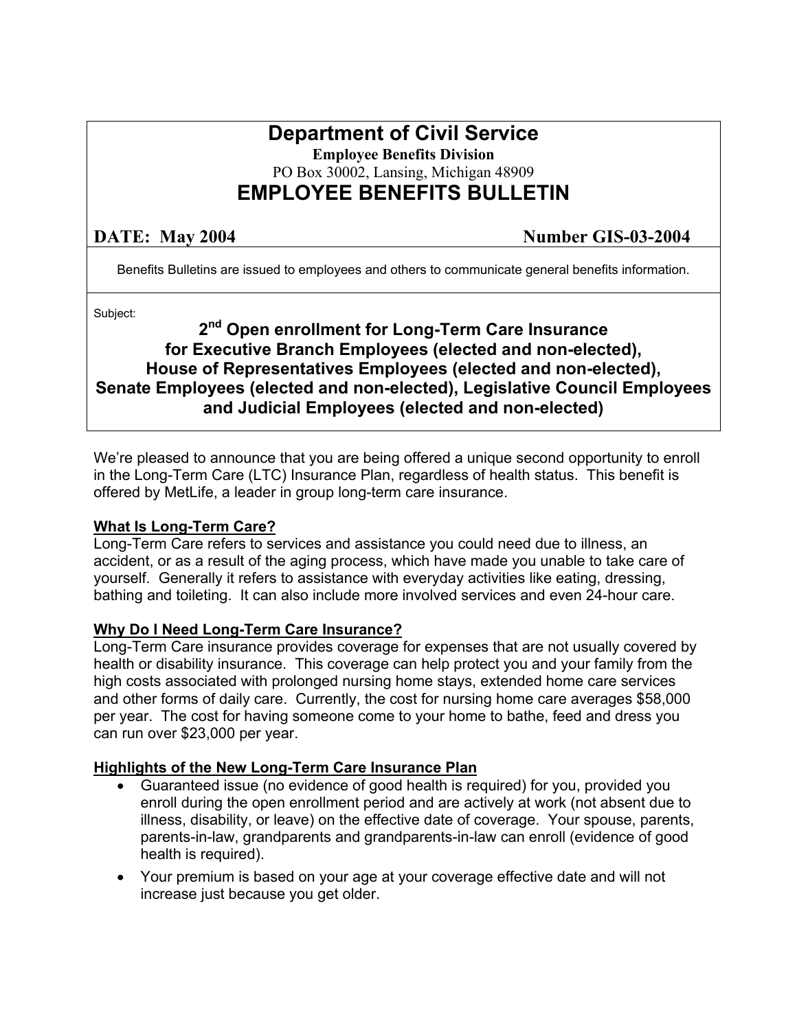# Department of Civil Service

**Employee Benefits Division**

PO Box 30002, Lansing, Michigan 48909

# EMPLOYEE BENEFITS BULLETIN

**DATE: May 2004** **Number GIS-03-2004**

Benefits Bulletins are issued to employees and others to communicate general benefits information.

Subject:

## 2nd Open enrollment for Long-Term Care Insurance for Executive Branch Employees (elected and non-elected), House of Representatives Employees (elected and non-elected), Senate Employees (elected and non-elected), Legislative Council Employees and Judicial Employees (elected and non-elected)

We're pleased to announce that you are being offered a unique second opportunity to enroll in the Long-Term Care (LTC) Insurance Plan, regardless of health status. This benefit is offered by MetLife, a leader in group long-term care insurance.

### What Is Long-Term Care?

Long-Term Care refers to services and assistance you could need due to illness, an accident, or as a result of the aging process, which have made you unable to take care of yourself. Generally it refers to assistance with everyday activities like eating, dressing, bathing and toileting. It can also include more involved services and even 24-hour care.

### Why Do I Need Long-Term Care Insurance?

Long-Term Care insurance provides coverage for expenses that are not usually covered by health or disability insurance. This coverage can help protect you and your family from the high costs associated with prolonged nursing home stays, extended home care services and other forms of daily care. Currently, the cost for nursing home care averages $58,000 per year. The cost for having someone come to your home to bathe, feed and dress you can run over $23,000 per year.

### Highlights of the New Long-Term Care Insurance Plan

- Guaranteed issue (no evidence of good health is required) for you, provided you enroll during the open enrollment period and are actively at work (not absent due to illness, disability, or leave) on the effective date of coverage. Your spouse, parents, parents-in-law, grandparents and grandparents-in-law can enroll (evidence of good health is required).
- Your premium is based on your age at your coverage effective date and will not increase just because you get older.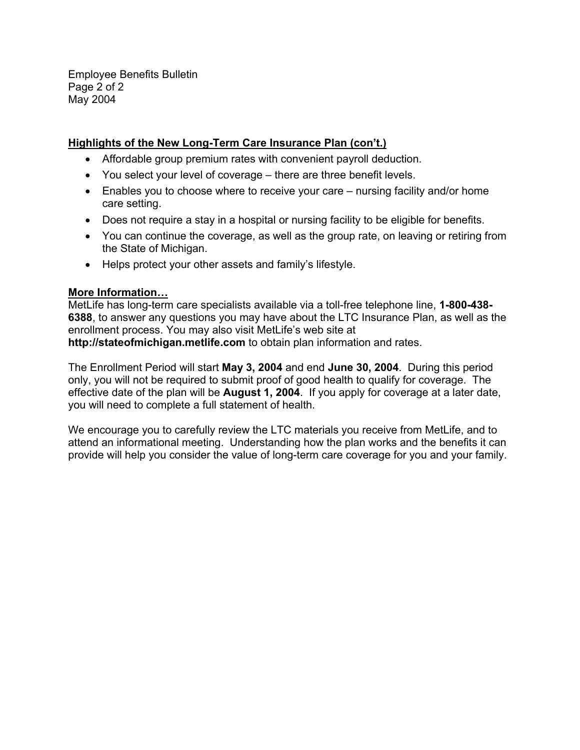## Highlights of the New Long-Term Care Insurance Plan (con't.)

- Affordable group premium rates with convenient payroll deduction.
- You select your level of coverage – there are three benefit levels.
- Enables you to choose where to receive your care – nursing facility and/or home care setting.
- Does not require a stay in a hospital or nursing facility to be eligible for benefits.
- You can continue the coverage, as well as the group rate, on leaving or retiring from the State of Michigan.
- Helps protect your other assets and family's lifestyle.

## More Information…

MetLife has long-term care specialists available via a toll-free telephone line, **1-800-438-6388**, to answer any questions you may have about the LTC Insurance Plan, as well as the enrollment process. You may also visit MetLife's web site at **http://stateofmichigan.metlife.com** to obtain plan information and rates.

The Enrollment Period will start **May 3, 2004** and end **June 30, 2004**. During this period only, you will not be required to submit proof of good health to qualify for coverage. The effective date of the plan will be **August 1, 2004**. If you apply for coverage at a later date, you will need to complete a full statement of health.

We encourage you to carefully review the LTC materials you receive from MetLife, and to attend an informational meeting. Understanding how the plan works and the benefits it can provide will help you consider the value of long-term care coverage for you and your family.